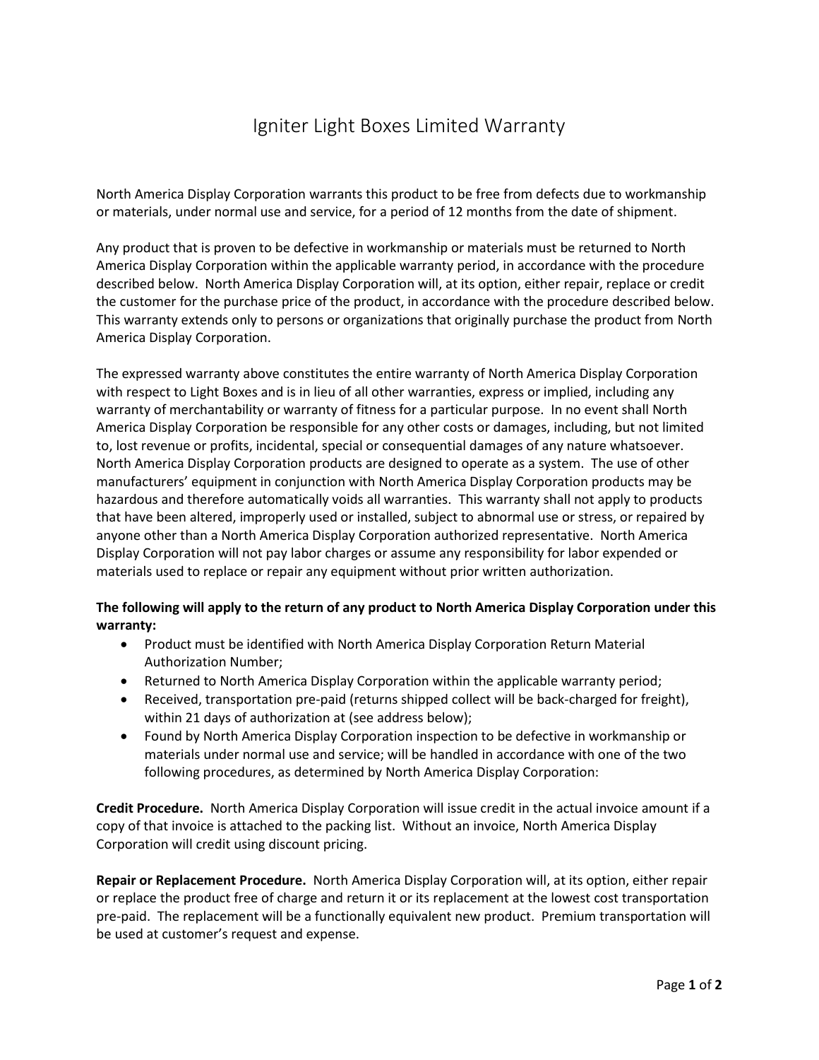# Igniter Light Boxes Limited Warranty

North America Display Corporation warrants this product to be free from defects due to workmanship or materials, under normal use and service, for a period of 12 months from the date of shipment.

Any product that is proven to be defective in workmanship or materials must be returned to North America Display Corporation within the applicable warranty period, in accordance with the procedure described below. North America Display Corporation will, at its option, either repair, replace or credit the customer for the purchase price of the product, in accordance with the procedure described below. This warranty extends only to persons or organizations that originally purchase the product from North America Display Corporation.

The expressed warranty above constitutes the entire warranty of North America Display Corporation with respect to Light Boxes and is in lieu of all other warranties, express or implied, including any warranty of merchantability or warranty of fitness for a particular purpose. In no event shall North America Display Corporation be responsible for any other costs or damages, including, but not limited to, lost revenue or profits, incidental, special or consequential damages of any nature whatsoever. North America Display Corporation products are designed to operate as a system. The use of other manufacturers' equipment in conjunction with North America Display Corporation products may be hazardous and therefore automatically voids all warranties. This warranty shall not apply to products that have been altered, improperly used or installed, subject to abnormal use or stress, or repaired by anyone other than a North America Display Corporation authorized representative. North America Display Corporation will not pay labor charges or assume any responsibility for labor expended or materials used to replace or repair any equipment without prior written authorization.

**The following will apply to the return of any product to North America Display Corporation under this warranty:**

- Product must be identified with North America Display Corporation Return Material Authorization Number;
- Returned to North America Display Corporation within the applicable warranty period;
- Received, transportation pre-paid (returns shipped collect will be back-charged for freight), within 21 days of authorization at (see address below);
- Found by North America Display Corporation inspection to be defective in workmanship or materials under normal use and service; will be handled in accordance with one of the two following procedures, as determined by North America Display Corporation:

**Credit Procedure.** North America Display Corporation will issue credit in the actual invoice amount if a copy of that invoice is attached to the packing list. Without an invoice, North America Display Corporation will credit using discount pricing.

**Repair or Replacement Procedure.** North America Display Corporation will, at its option, either repair or replace the product free of charge and return it or its replacement at the lowest cost transportation pre-paid. The replacement will be a functionally equivalent new product. Premium transportation will be used at customer's request and expense.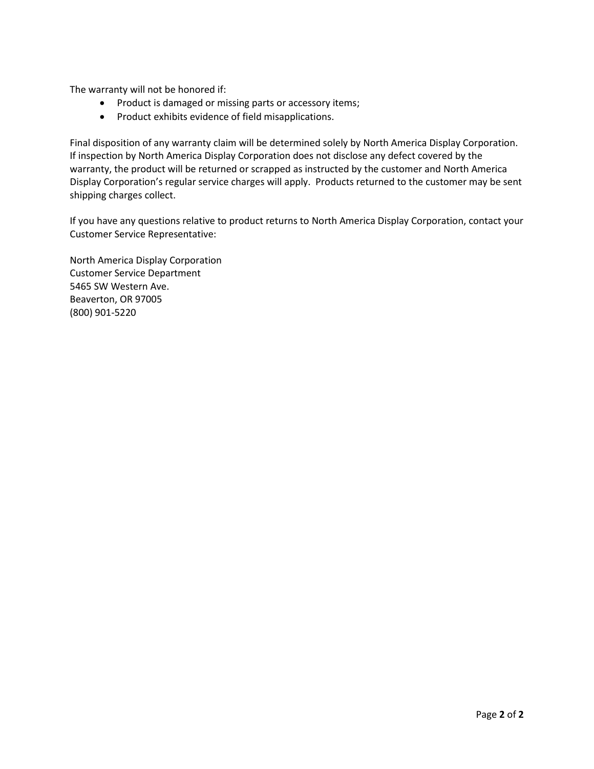The warranty will not be honored if:

- Product is damaged or missing parts or accessory items;
- Product exhibits evidence of field misapplications.

Final disposition of any warranty claim will be determined solely by North America Display Corporation. If inspection by North America Display Corporation does not disclose any defect covered by the warranty, the product will be returned or scrapped as instructed by the customer and North America Display Corporation's regular service charges will apply. Products returned to the customer may be sent shipping charges collect.

If you have any questions relative to product returns to North America Display Corporation, contact your Customer Service Representative:

North America Display Corporation
Customer Service Department
5465 SW Western Ave.
Beaverton, OR 97005
(800) 901-5220